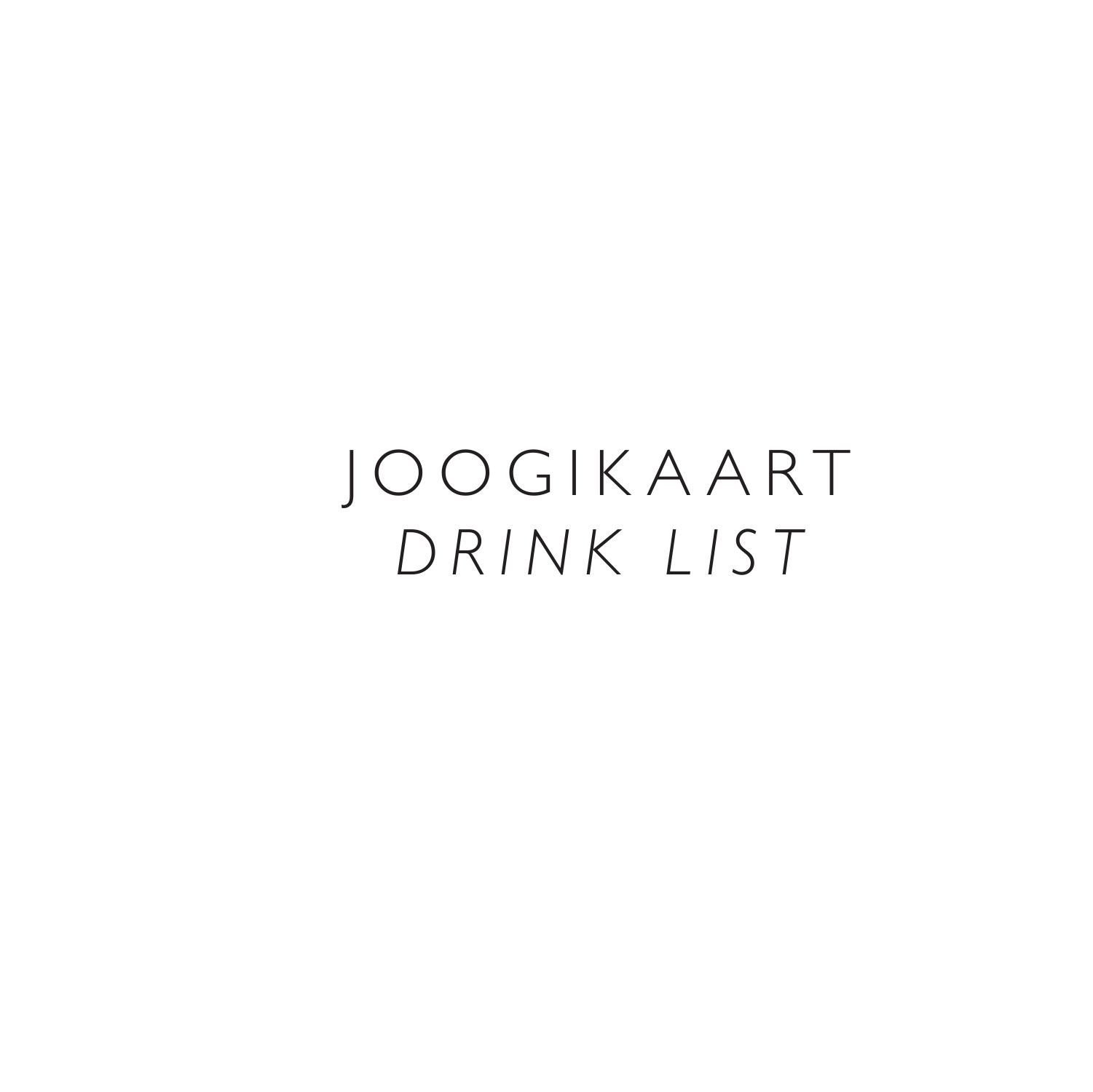# JOOGIKAART

## *DRINK LIST*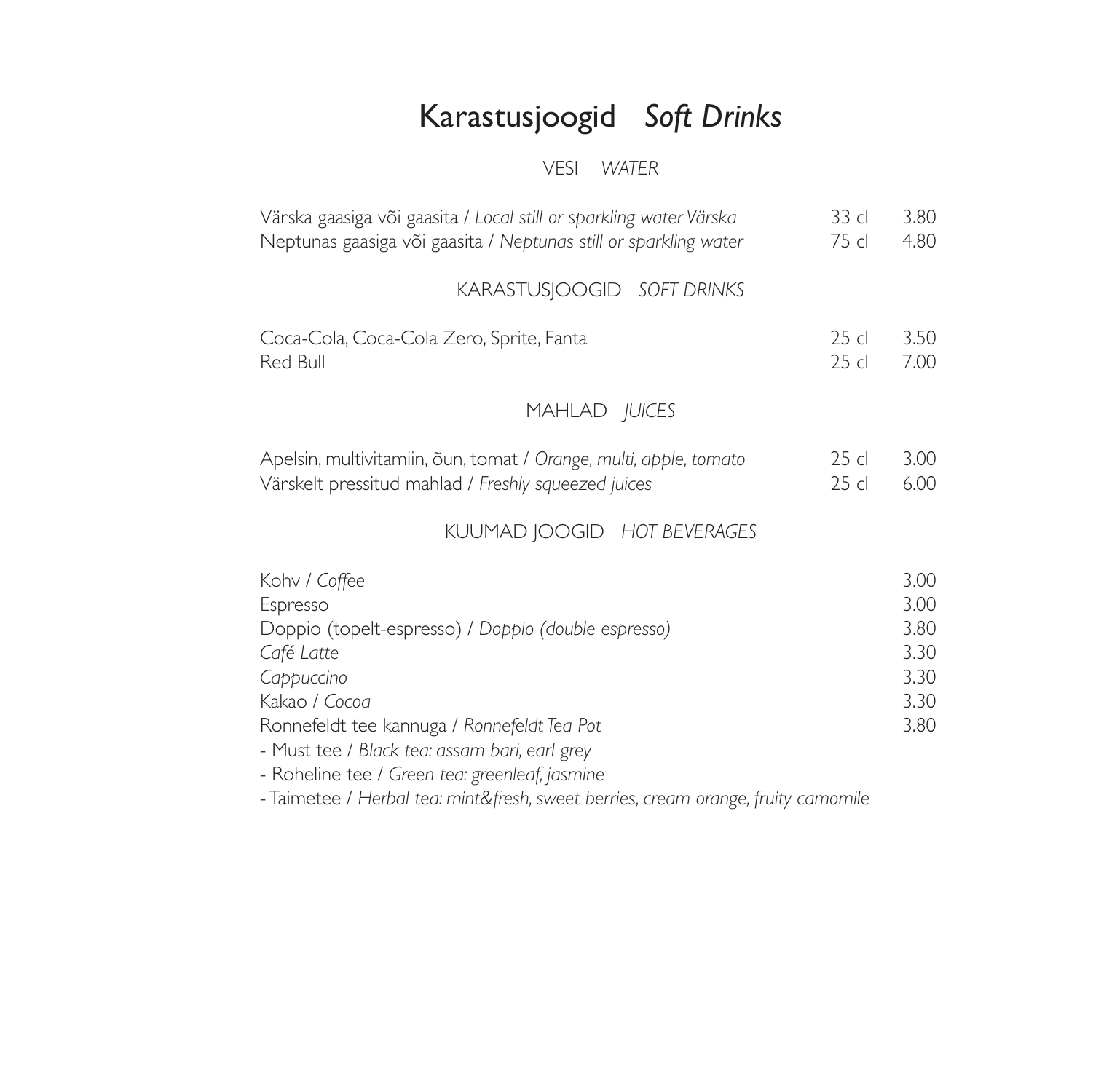# Karastusjoogid *Soft Drinks*

## VESI *WATER*

| | | |
|---|---|---|
| Värska gaasiga või gaasita / *Local still or sparkling water Värska* | 33 cl | 3.80 |
| Neptunas gaasiga või gaasita / *Neptunas still or sparkling water* | 75 cl | 4.80 |

## KARASTUSJOOGID *SOFT DRINKS*

| | | |
|---|---|---|
| Coca-Cola, Coca-Cola Zero, Sprite, Fanta | 25 cl | 3.50 |
| Red Bull | 25 cl | 7.00 |

## MAHLAD *JUICES*

| | | |
|---|---|---|
| Apelsin, multivitamiin, õun, tomat / *Orange, multi, apple, tomato* | 25 cl | 3.00 |
| Värskelt pressitud mahlad / *Freshly squeezed juices* | 25 cl | 6.00 |

## KUUMAD JOOGID *HOT BEVERAGES*

| | |
|---|---|
| Kohv / *Coffee* | 3.00 |
| Espresso | 3.00 |
| Doppio (topelt-espresso) / *Doppio (double espresso)* | 3.80 |
| *Café Latte* | 3.30 |
| *Cappuccino* | 3.30 |
| Kakao / *Cocoa* | 3.30 |
| Ronnefeldt tee kannuga / *Ronnefeldt Tea Pot* | 3.80 |

- Must tee / *Black tea: assam bari, earl grey*
- Roheline tee / *Green tea: greenleaf, jasmine*
- Taimetee / *Herbal tea: mint&fresh, sweet berries, cream orange, fruity camomile*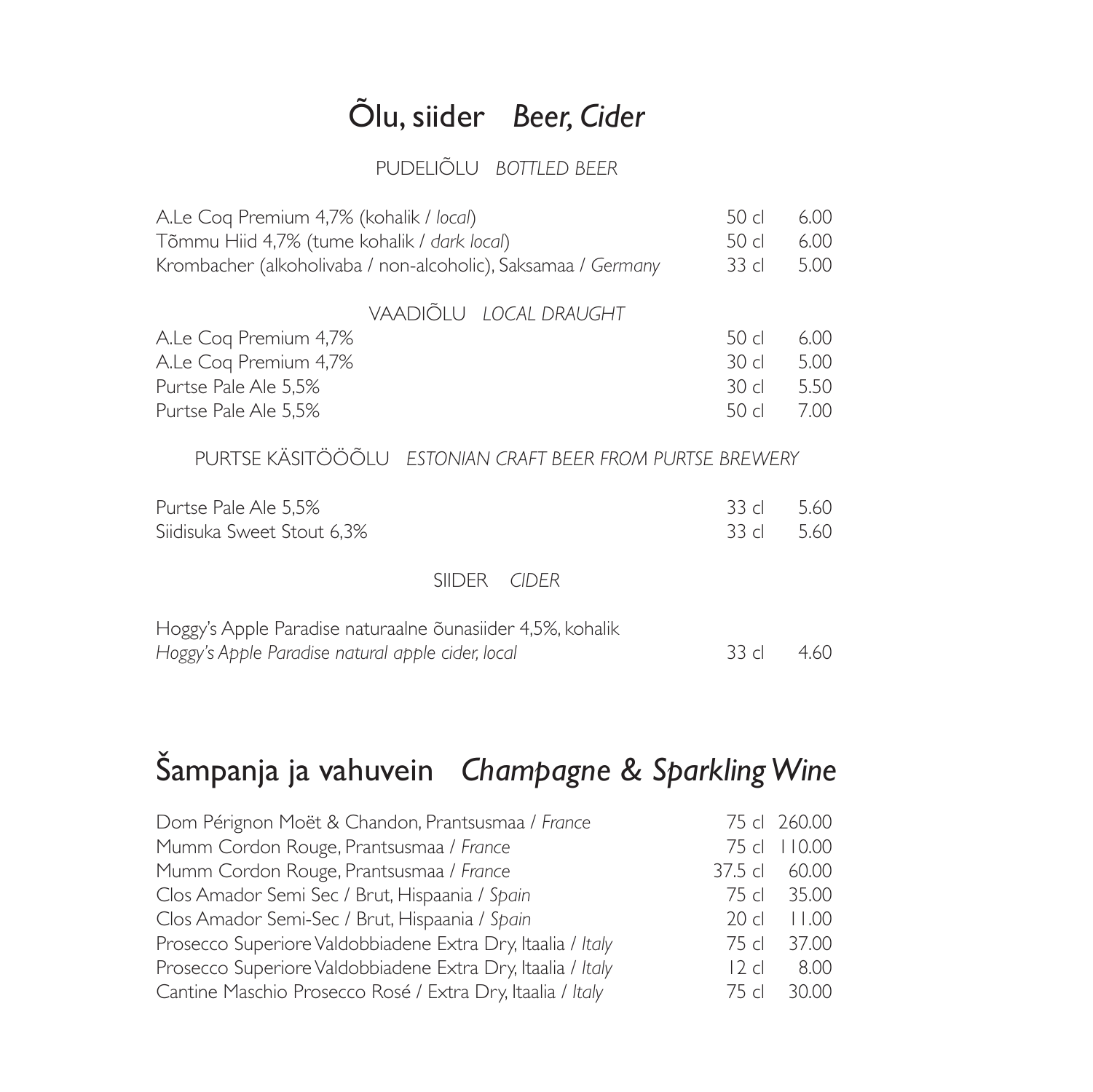# Õlu, siider *Beer, Cider*

### PUDELIÕLU *BOTTLED BEER*

| | | |
|---|---|---|
| A.Le Coq Premium 4,7% (kohalik / *local*) | 50 cl | 6.00 |
| Tõmmu Hiid 4,7% (tume kohalik / *dark local*) | 50 cl | 6.00 |
| Krombacher (alkoholivaba / non-alcoholic), Saksamaa / *Germany* | 33 cl | 5.00 |

### VAADIÕLU *LOCAL DRAUGHT*

| | | |
|---|---|---|
| A.Le Coq Premium 4,7% | 50 cl | 6.00 |
| A.Le Coq Premium 4,7% | 30 cl | 5.00 |
| Purtse Pale Ale 5,5% | 30 cl | 5.50 |
| Purtse Pale Ale 5,5% | 50 cl | 7.00 |

### PURTSE KÄSITÖÖÕLU *ESTONIAN CRAFT BEER FROM PURTSE BREWERY*

| | | |
|---|---|---|
| Purtse Pale Ale 5,5% | 33 cl | 5.60 |
| Siidisuka Sweet Stout 6,3% | 33 cl | 5.60 |

### SIIDER *CIDER*

| | | |
|---|---|---|
| Hoggy's Apple Paradise naturaalne õunasiider 4,5%, kohalik<br>*Hoggy's Apple Paradise natural apple cider, local* | 33 cl | 4.60 |

# Šampanja ja vahuvein *Champagne & Sparkling Wine*

| | | |
|---|---|---|
| Dom Pérignon Moët & Chandon, Prantsusmaa / *France* | 75 cl | 260.00 |
| Mumm Cordon Rouge, Prantsusmaa / *France* | 75 cl | 110.00 |
| Mumm Cordon Rouge, Prantsusmaa / *France* | 37.5 cl | 60.00 |
| Clos Amador Semi Sec / Brut, Hispaania / *Spain* | 75 cl | 35.00 |
| Clos Amador Semi-Sec / Brut, Hispaania / *Spain* | 20 cl | 11.00 |
| Prosecco Superiore Valdobbiadene Extra Dry, Itaalia / *Italy* | 75 cl | 37.00 |
| Prosecco Superiore Valdobbiadene Extra Dry, Itaalia / *Italy* | 12 cl | 8.00 |
| Cantine Maschio Prosecco Rosé / Extra Dry, Itaalia / *Italy* | 75 cl | 30.00 |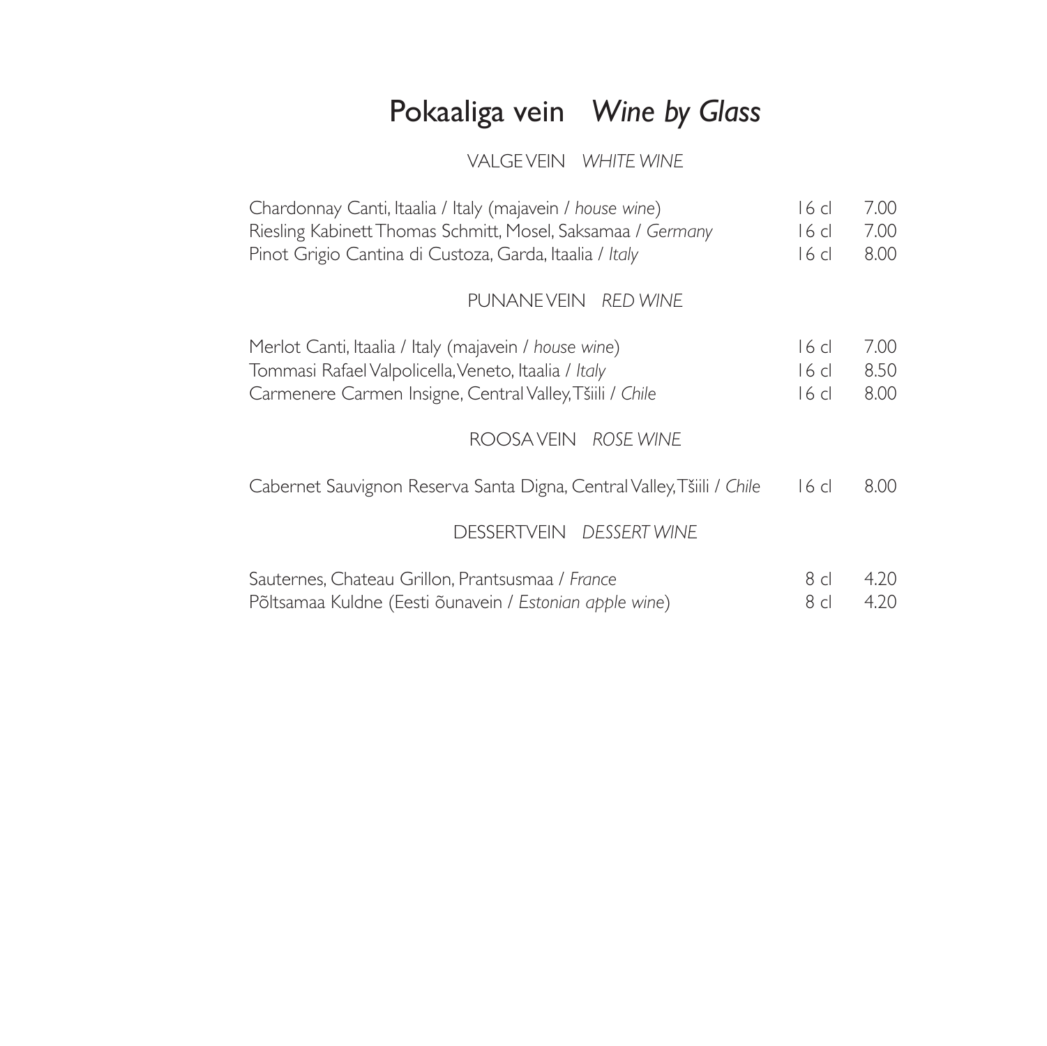# Pokaaliga vein *Wine by Glass*

## VALGE VEIN *WHITE WINE*

| | | |
|---|---|---|
| Chardonnay Canti, Itaalia / Italy (majavein / *house wine*) | 16 cl | 7.00 |
| Riesling Kabinett Thomas Schmitt, Mosel, Saksamaa / *Germany* | 16 cl | 7.00 |
| Pinot Grigio Cantina di Custoza, Garda, Itaalia / *Italy* | 16 cl | 8.00 |

## PUNANE VEIN *RED WINE*

| | | |
|---|---|---|
| Merlot Canti, Itaalia / Italy (majavein / *house wine*) | 16 cl | 7.00 |
| Tommasi Rafael Valpolicella, Veneto, Itaalia / *Italy* | 16 cl | 8.50 |
| Carmenere Carmen Insigne, Central Valley, Tšiili / *Chile* | 16 cl | 8.00 |

## ROOSA VEIN *ROSE WINE*

| | | |
|---|---|---|
| Cabernet Sauvignon Reserva Santa Digna, Central Valley, Tšiili / *Chile* | 16 cl | 8.00 |

## DESSERTVEIN *DESSERT WINE*

| | | |
|---|---|---|
| Sauternes, Chateau Grillon, Prantsusmaa / *France* | 8 cl | 4.20 |
| Põltsamaa Kuldne (Eesti õunavein / *Estonian apple wine*) | 8 cl | 4.20 |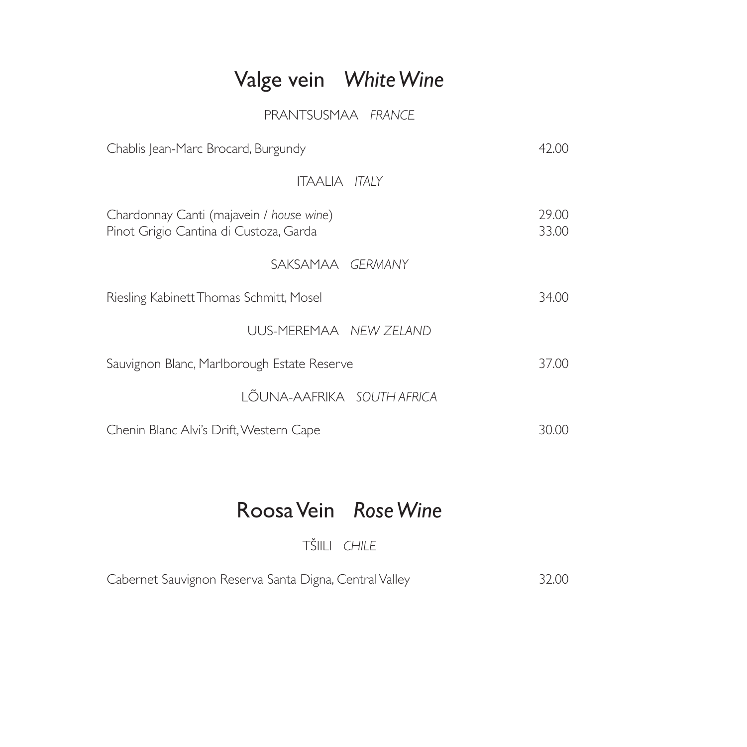# Valge vein *White Wine*

PRANTSUSMAA *FRANCE*

| | |
|---|---|
| Chablis Jean-Marc Brocard, Burgundy | 42.00 |

ITAALIA *ITALY*

| | |
|---|---|
| Chardonnay Canti (majavein / *house wine*) | 29.00 |
| Pinot Grigio Cantina di Custoza, Garda | 33.00 |

SAKSAMAA *GERMANY*

| | |
|---|---|
| Riesling Kabinett Thomas Schmitt, Mosel | 34.00 |

UUS-MEREMAA *NEW ZELAND*

| | |
|---|---|
| Sauvignon Blanc, Marlborough Estate Reserve | 37.00 |

LÕUNA-AAFRIKA *SOUTH AFRICA*

| | |
|---|---|
| Chenin Blanc Alvi's Drift, Western Cape | 30.00 |

# Roosa Vein *Rose Wine*

TŠIILI *CHILE*

| | |
|---|---|
| Cabernet Sauvignon Reserva Santa Digna, Central Valley | 32.00 |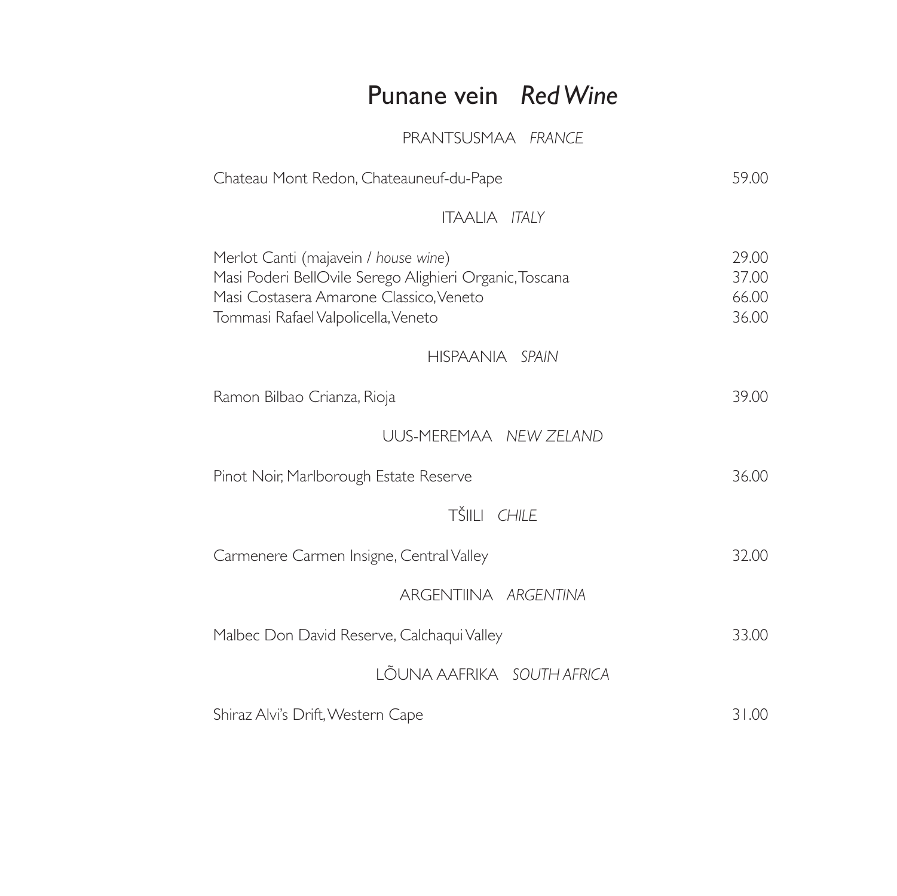# Punane vein *Red Wine*

## PRANTSUSMAA *FRANCE*

| | |
|---|---|
| Chateau Mont Redon, Chateauneuf-du-Pape | 59.00 |

## ITAALIA *ITALY*

| | |
|---|---|
| Merlot Canti (majavein / *house wine*) | 29.00 |
| Masi Poderi BellOvile Serego Alighieri Organic, Toscana | 37.00 |
| Masi Costasera Amarone Classico, Veneto | 66.00 |
| Tommasi Rafael Valpolicella, Veneto | 36.00 |

## HISPAANIA *SPAIN*

| | |
|---|---|
| Ramon Bilbao Crianza, Rioja | 39.00 |

## UUS-MEREMAA *NEW ZELAND*

| | |
|---|---|
| Pinot Noir, Marlborough Estate Reserve | 36.00 |

## TŠIILI *CHILE*

| | |
|---|---|
| Carmenere Carmen Insigne, Central Valley | 32.00 |

## ARGENTIINA *ARGENTINA*

| | |
|---|---|
| Malbec Don David Reserve, Calchaqui Valley | 33.00 |

## LÕUNA AAFRIKA *SOUTH AFRICA*

| | |
|---|---|
| Shiraz Alvi's Drift, Western Cape | 31.00 |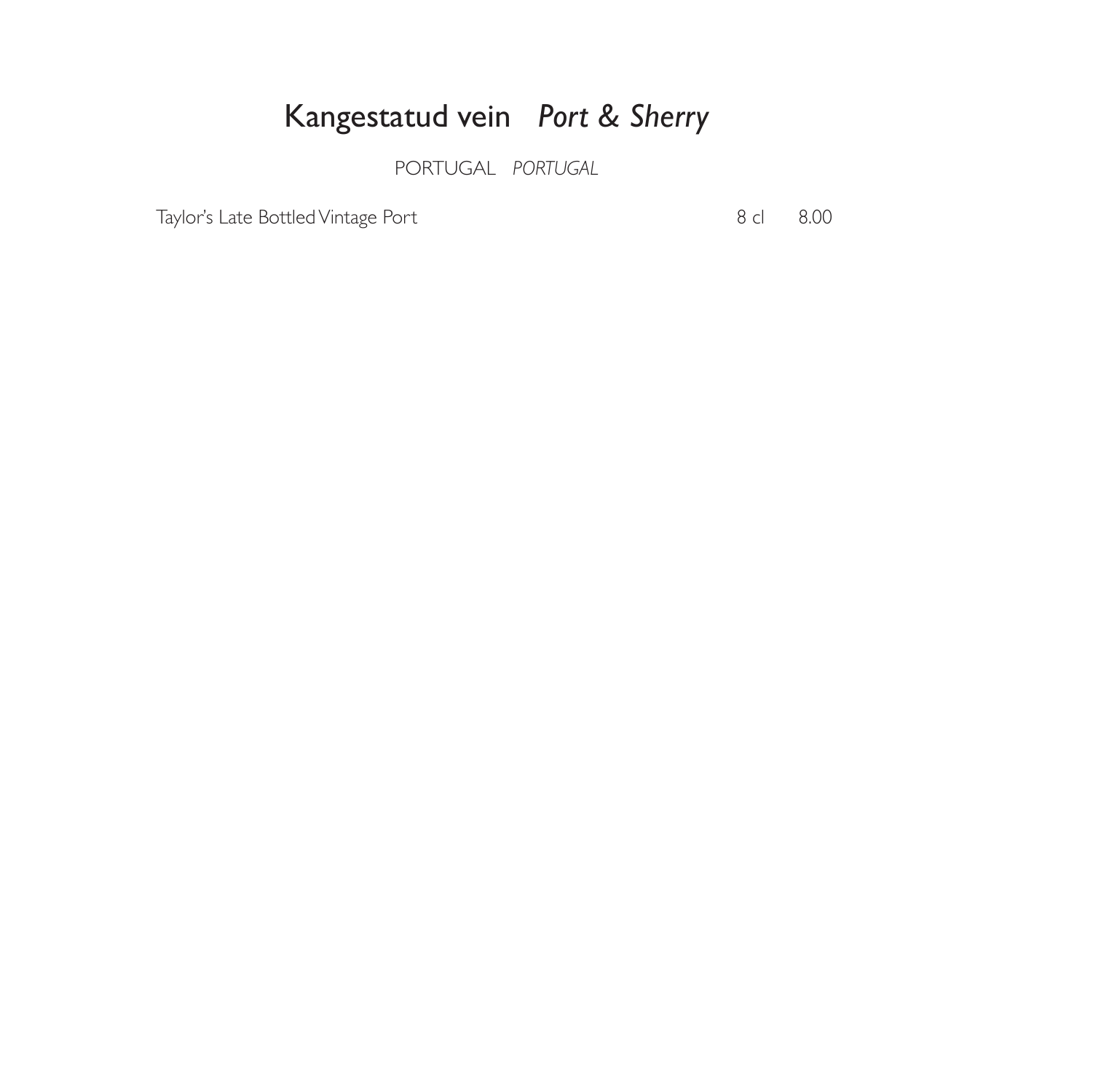# Kangestatud vein *Port & Sherry*

PORTUGAL *PORTUGAL*

| | | |
|---|---|---|
| Taylor's Late Bottled Vintage Port | 8 cl | 8.00 |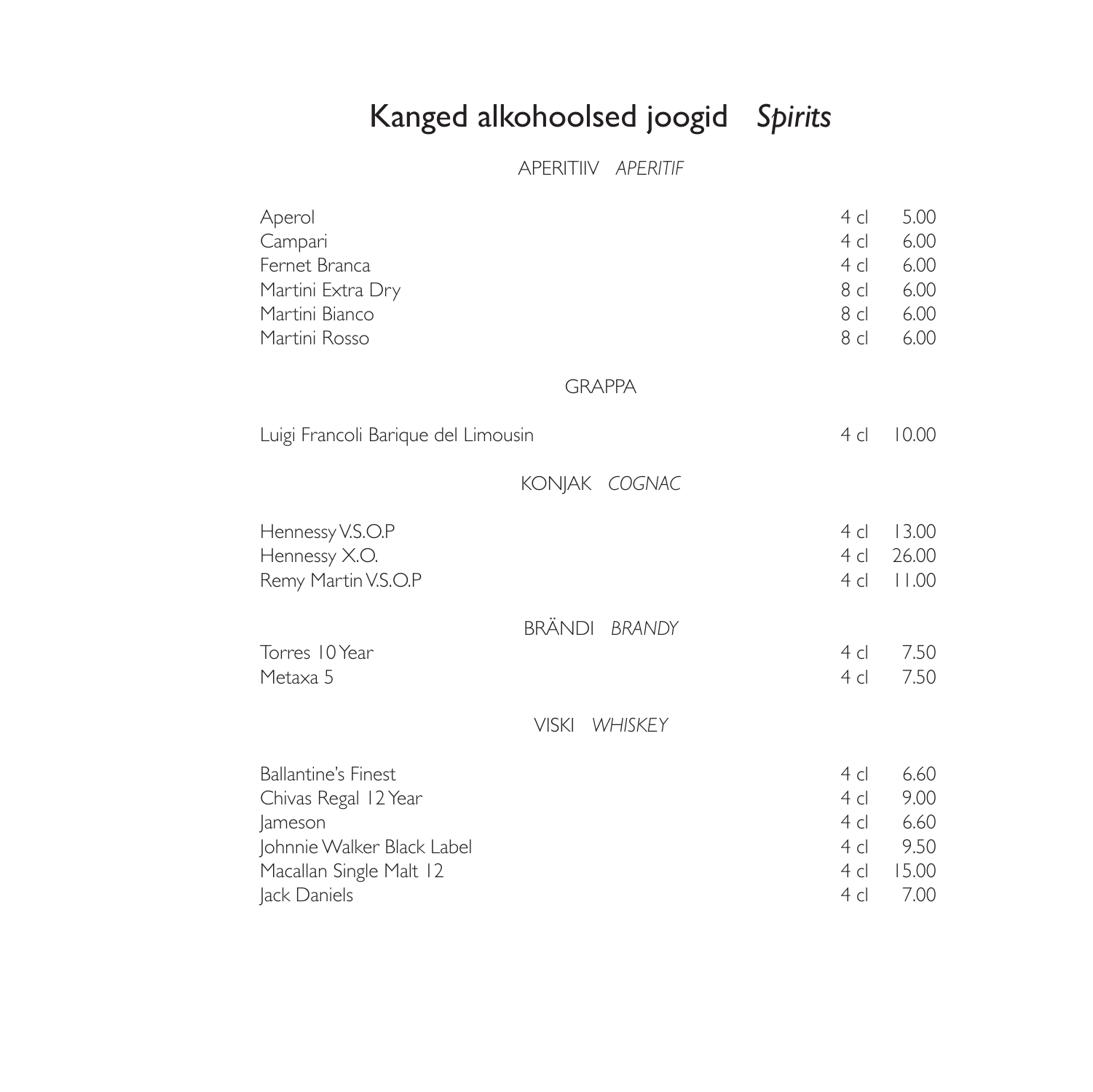# Kanged alkohoolsed joogid *Spirits*

## APERITIIV *APERITIF*

| | | |
|---|---|---|
| Aperol | 4 cl | 5.00 |
| Campari | 4 cl | 6.00 |
| Fernet Branca | 4 cl | 6.00 |
| Martini Extra Dry | 8 cl | 6.00 |
| Martini Bianco | 8 cl | 6.00 |
| Martini Rosso | 8 cl | 6.00 |

## GRAPPA

| | | |
|---|---|---|
| Luigi Francoli Barique del Limousin | 4 cl | 10.00 |

## KONJAK *COGNAC*

| | | |
|---|---|---|
| Hennessy V.S.O.P | 4 cl | 13.00 |
| Hennessy X.O. | 4 cl | 26.00 |
| Remy Martin V.S.O.P | 4 cl | 11.00 |

## BRÄNDI *BRANDY*

| | | |
|---|---|---|
| Torres 10 Year | 4 cl | 7.50 |
| Metaxa 5 | 4 cl | 7.50 |

## VISKI *WHISKEY*

| | | |
|---|---|---|
| Ballantine's Finest | 4 cl | 6.60 |
| Chivas Regal 12 Year | 4 cl | 9.00 |
| Jameson | 4 cl | 6.60 |
| Johnnie Walker Black Label | 4 cl | 9.50 |
| Macallan Single Malt 12 | 4 cl | 15.00 |
| Jack Daniels | 4 cl | 7.00 |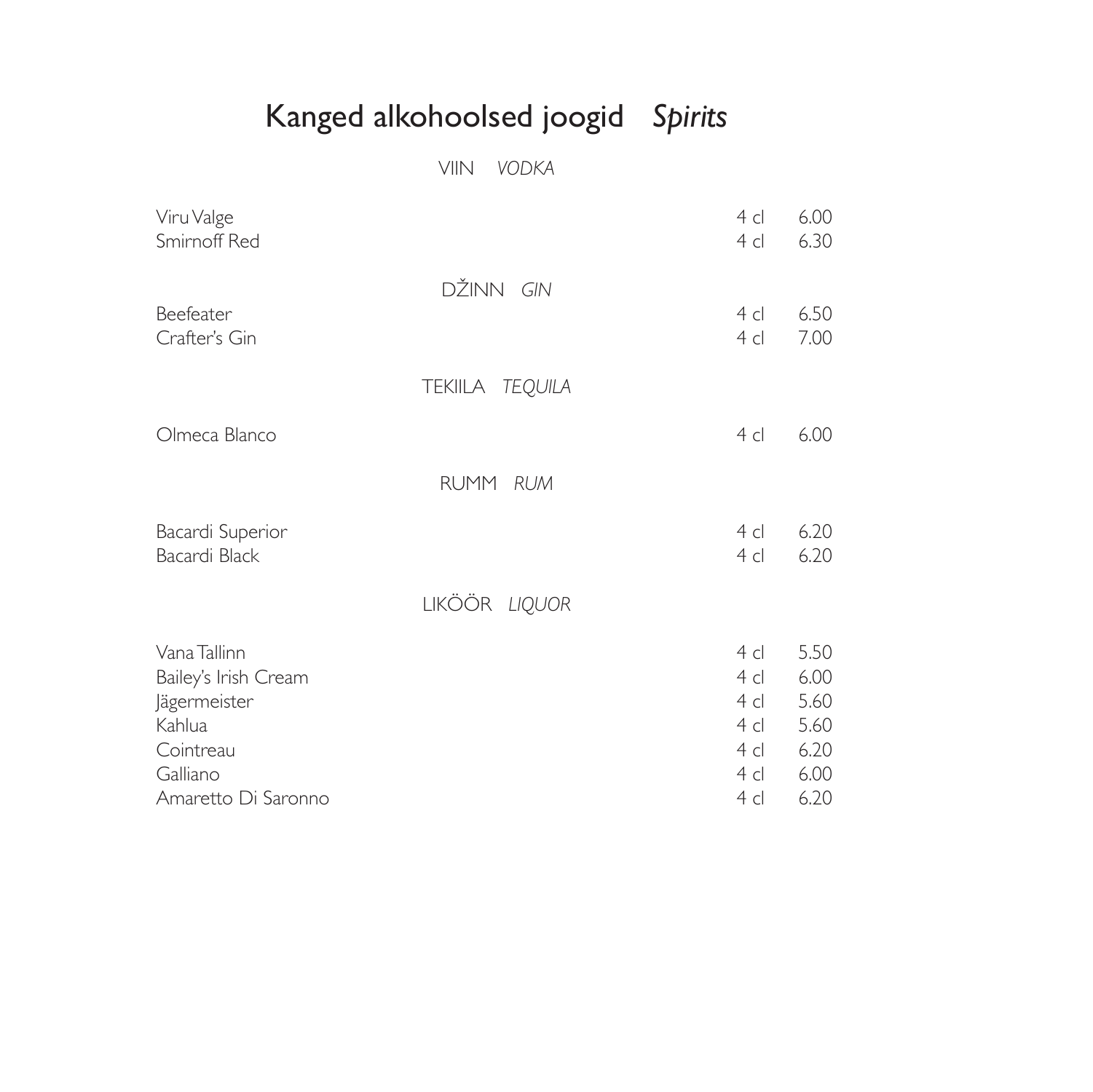# Kanged alkohoolsed joogid *Spirits*

## VIIN *VODKA*

| | | |
|---|---|---|
| Viru Valge | 4 cl | 6.00 |
| Smirnoff Red | 4 cl | 6.30 |

## DŽINN *GIN*

| | | |
|---|---|---|
| Beefeater | 4 cl | 6.50 |
| Crafter's Gin | 4 cl | 7.00 |

## TEKIILA *TEQUILA*

| | | |
|---|---|---|
| Olmeca Blanco | 4 cl | 6.00 |

## RUMM *RUM*

| | | |
|---|---|---|
| Bacardi Superior | 4 cl | 6.20 |
| Bacardi Black | 4 cl | 6.20 |

## LIKÖÖR *LIQUOR*

| | | |
|---|---|---|
| Vana Tallinn | 4 cl | 5.50 |
| Bailey's Irish Cream | 4 cl | 6.00 |
| Jägermeister | 4 cl | 5.60 |
| Kahlua | 4 cl | 5.60 |
| Cointreau | 4 cl | 6.20 |
| Galliano | 4 cl | 6.00 |
| Amaretto Di Saronno | 4 cl | 6.20 |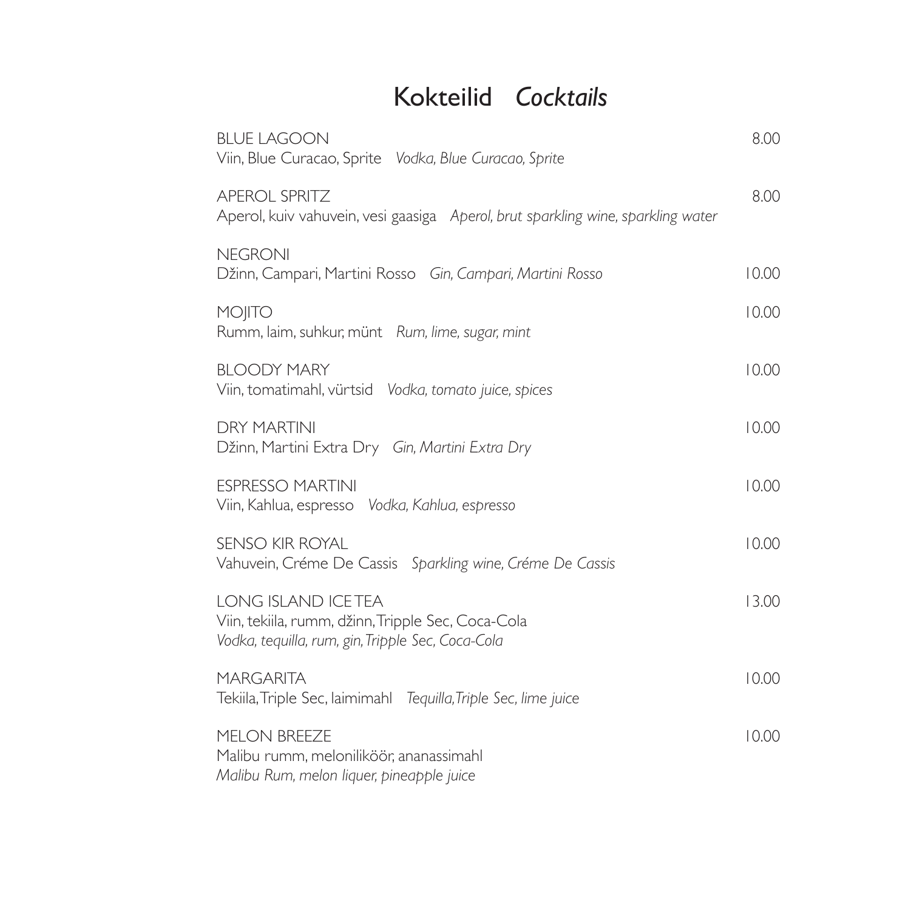# Kokteilid *Cocktails*

BLUE LAGOON 8.00
Viin, Blue Curacao, Sprite *Vodka, Blue Curacao, Sprite*

APEROL SPRITZ 8.00
Aperol, kuiv vahuvein, vesi gaasiga *Aperol, brut sparkling wine, sparkling water*

NEGRONI 10.00
Džinn, Campari, Martini Rosso *Gin, Campari, Martini Rosso*

MOJITO 10.00
Rumm, laim, suhkur, münt *Rum, lime, sugar, mint*

BLOODY MARY 10.00
Viin, tomatimahl, vürtsid *Vodka, tomato juice, spices*

DRY MARTINI 10.00
Džinn, Martini Extra Dry *Gin, Martini Extra Dry*

ESPRESSO MARTINI 10.00
Viin, Kahlua, espresso *Vodka, Kahlua, espresso*

SENSO KIR ROYAL 10.00
Vahuvein, Créme De Cassis *Sparkling wine, Créme De Cassis*

LONG ISLAND ICE TEA 13.00
Viin, tekiila, rumm, džinn, Tripple Sec, Coca-Cola
*Vodka, tequilla, rum, gin, Tripple Sec, Coca-Cola*

MARGARITA 10.00
Tekiila, Triple Sec, laimimahl *Tequilla, Triple Sec, lime juice*

MELON BREEZE 10.00
Malibu rumm, meloniliköör, ananassimahl
*Malibu Rum, melon liquer, pineapple juice*